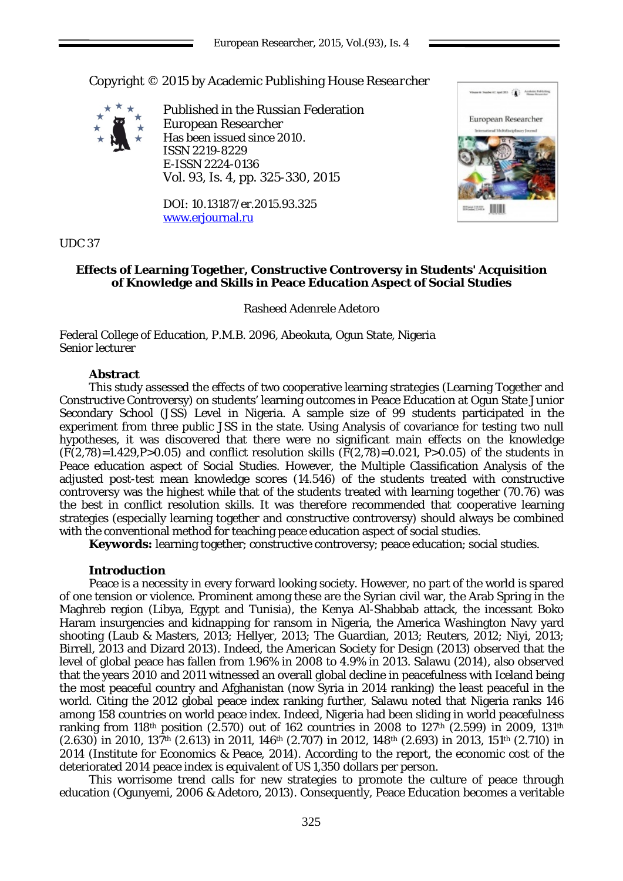Copyright © 2015 by Academic Publishing House *Researcher*

Published in the Russian Federation
European Researcher
Has been issued since 2010.
ISSN 2219-8229
E-ISSN 2224-0136
Vol. 93, Is. 4, pp. 325-330, 2015

DOI: 10.13187/er.2015.93.325
www.erjournal.ru

UDC 37

# Effects of Learning Together, Constructive Controversy in Students' Acquisition of Knowledge and Skills in Peace Education Aspect of Social Studies

Rasheed Adenrele Adetoro

Federal College of Education, P.M.B. 2096, Abeokuta, Ogun State, Nigeria
Senior lecturer

## Abstract

This study assessed the effects of two cooperative learning strategies (Learning Together and Constructive Controversy) on students' learning outcomes in Peace Education at Ogun State Junior Secondary School (JSS) Level in Nigeria. A sample size of 99 students participated in the experiment from three public JSS in the state. Using Analysis of covariance for testing two null hypotheses, it was discovered that there were no significant main effects on the knowledge ($F(2,78)=1.429, P>0.05$) and conflict resolution skills ($F(2,78)=0.021, P>0.05$) of the students in Peace education aspect of Social Studies. However, the Multiple Classification Analysis of the adjusted post-test mean knowledge scores (14.546) of the students treated with constructive controversy was the highest while that of the students treated with learning together (70.76) was the best in conflict resolution skills. It was therefore recommended that cooperative learning strategies (especially learning together and constructive controversy) should always be combined with the conventional method for teaching peace education aspect of social studies.

**Keywords:** learning together; constructive controversy; peace education; social studies.

## Introduction

Peace is a necessity in every forward looking society. However, no part of the world is spared of one tension or violence. Prominent among these are the Syrian civil war, the Arab Spring in the Maghreb region (Libya, Egypt and Tunisia), the Kenya Al-Shabbab attack, the incessant Boko Haram insurgencies and kidnapping for ransom in Nigeria, the America Washington Navy yard shooting (Laub & Masters, 2013; Hellyer, 2013; The Guardian, 2013; Reuters, 2012; Niyi, 2013; Birrell, 2013 and Dizard 2013). Indeed, the American Society for Design (2013) observed that the level of global peace has fallen from 1.96% in 2008 to 4.9% in 2013. Salawu (2014), also observed that the years 2010 and 2011 witnessed an overall global decline in peacefulness with Iceland being the most peaceful country and Afghanistan (now Syria in 2014 ranking) the least peaceful in the world. Citing the 2012 global peace index ranking further, Salawu noted that Nigeria ranks 146 among 158 countries on world peace index. Indeed, Nigeria had been sliding in world peacefulness ranking from 118$^{th}$ position (2.570) out of 162 countries in 2008 to 127$^{th}$ (2.599) in 2009, 131$^{th}$ (2.630) in 2010, 137$^{th}$ (2.613) in 2011, 146$^{th}$ (2.707) in 2012, 148$^{th}$ (2.693) in 2013, 151$^{th}$ (2.710) in 2014 (Institute for Economics & Peace, 2014). According to the report, the economic cost of the deteriorated 2014 peace index is equivalent of US 1,350 dollars per person.

This worrisome trend calls for new strategies to promote the culture of peace through education (Ogunyemi, 2006 & Adetoro, 2013). Consequently, Peace Education becomes a veritable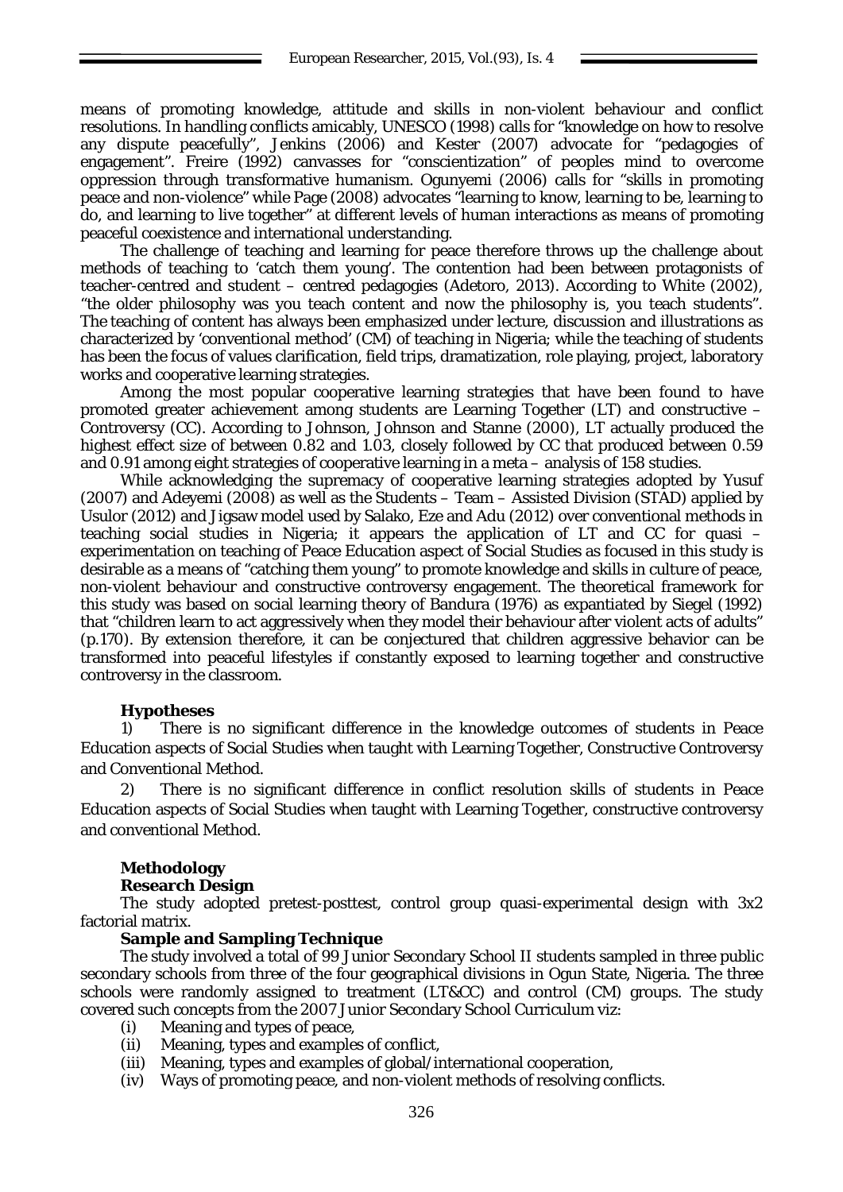means of promoting knowledge, attitude and skills in non-violent behaviour and conflict resolutions. In handling conflicts amicably, UNESCO (1998) calls for "knowledge on how to resolve any dispute peacefully", Jenkins (2006) and Kester (2007) advocate for "pedagogies of engagement". Freire (1992) canvasses for "conscientization" of peoples mind to overcome oppression through transformative humanism. Ogunyemi (2006) calls for "skills in promoting peace and non-violence" while Page (2008) advocates "learning to know, learning to be, learning to do, and learning to live together" at different levels of human interactions as means of promoting peaceful coexistence and international understanding.

The challenge of teaching and learning for peace therefore throws up the challenge about methods of teaching to 'catch them young'. The contention had been between protagonists of teacher-centred and student – centred pedagogies (Adetoro, 2013). According to White (2002), "the older philosophy was you teach content and now the philosophy is, you teach students". The teaching of content has always been emphasized under lecture, discussion and illustrations as characterized by 'conventional method' (CM) of teaching in Nigeria; while the teaching of students has been the focus of values clarification, field trips, dramatization, role playing, project, laboratory works and cooperative learning strategies.

Among the most popular cooperative learning strategies that have been found to have promoted greater achievement among students are Learning Together (LT) and constructive – Controversy (CC). According to Johnson, Johnson and Stanne (2000), LT actually produced the highest effect size of between 0.82 and 1.03, closely followed by CC that produced between 0.59 and 0.91 among eight strategies of cooperative learning in a meta – analysis of 158 studies.

While acknowledging the supremacy of cooperative learning strategies adopted by Yusuf (2007) and Adeyemi (2008) as well as the Students – Team – Assisted Division (STAD) applied by Usulor (2012) and Jigsaw model used by Salako, Eze and Adu (2012) over conventional methods in teaching social studies in Nigeria; it appears the application of LT and CC for quasi – experimentation on teaching of Peace Education aspect of Social Studies as focused in this study is desirable as a means of "catching them young" to promote knowledge and skills in culture of peace, non-violent behaviour and constructive controversy engagement. The theoretical framework for this study was based on social learning theory of Bandura (1976) as expantiated by Siegel (1992) that "children learn to act aggressively when they model their behaviour after violent acts of adults" (p.170). By extension therefore, it can be conjectured that children aggressive behavior can be transformed into peaceful lifestyles if constantly exposed to learning together and constructive controversy in the classroom.

### Hypotheses

1) There is no significant difference in the knowledge outcomes of students in Peace Education aspects of Social Studies when taught with Learning Together, Constructive Controversy and Conventional Method.

2) There is no significant difference in conflict resolution skills of students in Peace Education aspects of Social Studies when taught with Learning Together, constructive controversy and conventional Method.

## Methodology

### Research Design

The study adopted pretest-posttest, control group quasi-experimental design with 3x2 factorial matrix.

### Sample and Sampling Technique

The study involved a total of 99 Junior Secondary School II students sampled in three public secondary schools from three of the four geographical divisions in Ogun State, Nigeria. The three schools were randomly assigned to treatment (LT&CC) and control (CM) groups. The study covered such concepts from the 2007 Junior Secondary School Curriculum viz:

(i) Meaning and types of peace,
(ii) Meaning, types and examples of conflict,
(iii) Meaning, types and examples of global/international cooperation,
(iv) Ways of promoting peace, and non-violent methods of resolving conflicts.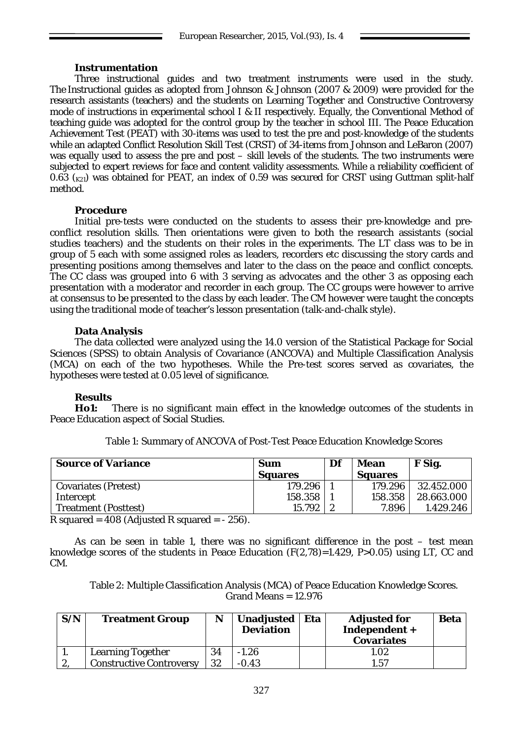### Instrumentation

Three instructional guides and two treatment instruments were used in the study. The Instructional guides as adopted from Johnson & Johnson (2007 & 2009) were provided for the research assistants (teachers) and the students on Learning Together and Constructive Controversy mode of instructions in experimental school I & II respectively. Equally, the Conventional Method of teaching guide was adopted for the control group by the teacher in school III. The Peace Education Achievement Test (PEAT) with 30-items was used to test the pre and post-knowledge of the students while an adapted Conflict Resolution Skill Test (CRST) of 34-items from Johnson and LeBaron (2007) was equally used to assess the pre and post – skill levels of the students. The two instruments were subjected to expert reviews for face and content validity assessments. While a reliability coefficient of 0.63 ($_{K21}$) was obtained for PEAT, an index of 0.59 was secured for CRST using Guttman split-half method.

### Procedure

Initial pre-tests were conducted on the students to assess their pre-knowledge and pre-conflict resolution skills. Then orientations were given to both the research assistants (social studies teachers) and the students on their roles in the experiments. The LT class was to be in group of 5 each with some assigned roles as leaders, recorders etc discussing the story cards and presenting positions among themselves and later to the class on the peace and conflict concepts. The CC class was grouped into 6 with 3 serving as advocates and the other 3 as opposing each presentation with a moderator and recorder in each group. The CC groups were however to arrive at consensus to be presented to the class by each leader. The CM however were taught the concepts using the traditional mode of teacher's lesson presentation (talk-and-chalk style).

### Data Analysis

The data collected were analyzed using the 14.0 version of the Statistical Package for Social Sciences (SPSS) to obtain Analysis of Covariance (ANCOVA) and Multiple Classification Analysis (MCA) on each of the two hypotheses. While the Pre-test scores served as covariates, the hypotheses were tested at 0.05 level of significance.

### Results

**Ho1:** There is no significant main effect in the knowledge outcomes of the students in Peace Education aspect of Social Studies.

Table 1: Summary of ANCOVA of Post-Test Peace Education Knowledge Scores

| Source of Variance | Sum Squares | Df | Mean Squares | F Sig. |
|---|---|---|---|---|
| Covariates (Pretest) | 179.296 | 1 | 179.296 | 32.452.000 |
| Intercept | 158.358 | 1 | 158.358 | 28.663.000 |
| Treatment (Posttest) | 15.792 | 2 | 7.896 | 1.429.246 |

R squared = 408 (Adjusted R squared = - 256).

As can be seen in table 1, there was no significant difference in the post – test mean knowledge scores of the students in Peace Education ($F(2,78)=1.429$, $P>0.05$) using LT, CC and CM.

Table 2: Multiple Classification Analysis (MCA) of Peace Education Knowledge Scores. Grand Means = 12.976

| S/N | Treatment Group | N | Unadjusted Deviation | Eta | Adjusted for Independent + Covariates | Beta |
|---|---|---|---|---|---|---|
| 1. | Learning Together | 34 | -1.26 | | 1.02 | |
| 2, | Constructive Controversy | 32 | -0.43 | | 1.57 | |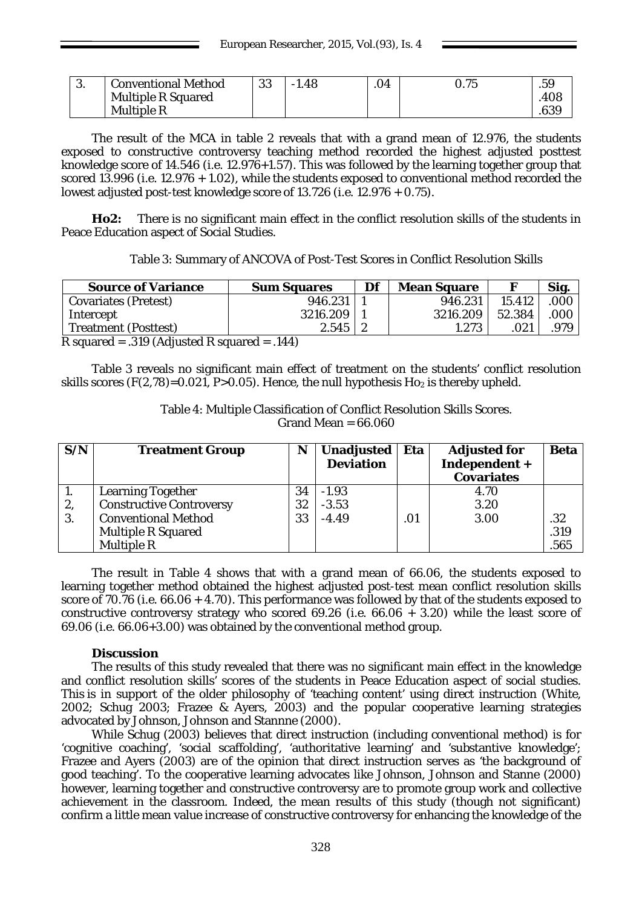| | | | | | | |
|---|---|---|---|---|---|---|
| 3. | Conventional Method | 33 | -1.48 | .04 | 0.75 | .59 |
| | Multiple R Squared | | | | | .408 |
| | Multiple R | | | | | .639 |

The result of the MCA in table 2 reveals that with a grand mean of 12.976, the students exposed to constructive controversy teaching method recorded the highest adjusted posttest knowledge score of 14.546 (i.e. 12.976+1.57). This was followed by the learning together group that scored 13.996 (i.e. 12.976 + 1.02), while the students exposed to conventional method recorded the lowest adjusted post-test knowledge score of 13.726 (i.e. 12.976 + 0.75).

**Ho2:** There is no significant main effect in the conflict resolution skills of the students in Peace Education aspect of Social Studies.

Table 3: Summary of ANCOVA of Post-Test Scores in Conflict Resolution Skills

| **Source of Variance** | **Sum Squares** | **Df** | **Mean Square** | **F** | **Sig.** |
|---|---|---|---|---|---|
| Covariates (Pretest) | 946.231 | 1 | 946.231 | 15.412 | .000 |
| Intercept | 3216.209 | 1 | 3216.209 | 52.384 | .000 |
| Treatment (Posttest) | 2.545 | 2 | 1.273 | .021 | .979 |

R squared = .319 (Adjusted R squared = .144)

Table 3 reveals no significant main effect of treatment on the students' conflict resolution skills scores ($F(2,78)=0.021$, $P>0.05$). Hence, the null hypothesis $Ho_2$ is thereby upheld.

Table 4: Multiple Classification of Conflict Resolution Skills Scores.
Grand Mean = 66.060

| **S/N** | **Treatment Group** | **N** | **Unadjusted Deviation** | **Eta** | **Adjusted for Independent + Covariates** | **Beta** |
|---|---|---|---|---|---|---|
| 1. | Learning Together | 34 | -1.93 | | 4.70 | |
| 2, | Constructive Controversy | 32 | -3.53 | | 3.20 | |
| 3. | Conventional Method | 33 | -4.49 | .01 | 3.00 | .32 |
| | Multiple R Squared | | | | | .319 |
| | Multiple R | | | | | .565 |

The result in Table 4 shows that with a grand mean of 66.06, the students exposed to learning together method obtained the highest adjusted post-test mean conflict resolution skills score of 70.76 (i.e. 66.06 + 4.70). This performance was followed by that of the students exposed to constructive controversy strategy who scored 69.26 (i.e. 66.06 + 3.20) while the least score of 69.06 (i.e. 66.06+3.00) was obtained by the conventional method group.

**Discussion**

The results of this study revealed that there was no significant main effect in the knowledge and conflict resolution skills' scores of the students in Peace Education aspect of social studies. This is in support of the older philosophy of 'teaching content' using direct instruction (White, 2002; Schug 2003; Frazee & Ayers, 2003) and the popular cooperative learning strategies advocated by Johnson, Johnson and Stannne (2000).

While Schug (2003) believes that direct instruction (including conventional method) is for 'cognitive coaching', 'social scaffolding', 'authoritative learning' and 'substantive knowledge'; Frazee and Ayers (2003) are of the opinion that direct instruction serves as 'the background of good teaching'. To the cooperative learning advocates like Johnson, Johnson and Stanne (2000) however, learning together and constructive controversy are to promote group work and collective achievement in the classroom. Indeed, the mean results of this study (though not significant) confirm a little mean value increase of constructive controversy for enhancing the knowledge of the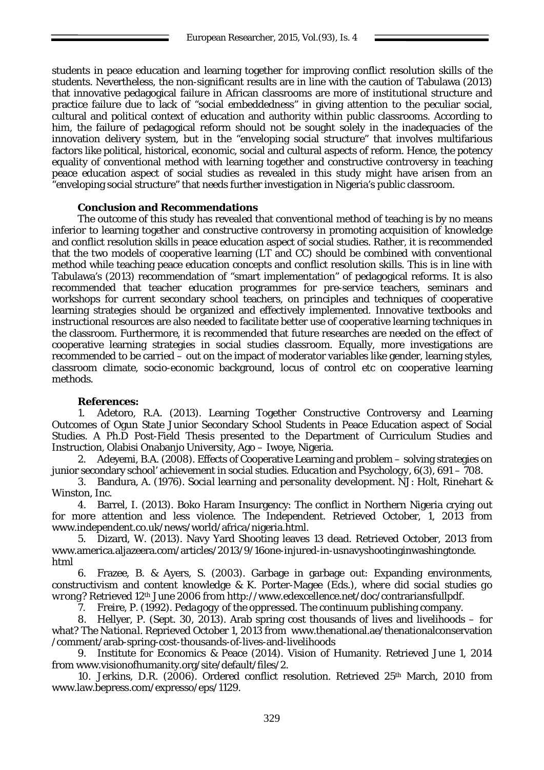students in peace education and learning together for improving conflict resolution skills of the students. Nevertheless, the non-significant results are in line with the caution of Tabulawa (2013) that innovative pedagogical failure in African classrooms are more of institutional structure and practice failure due to lack of "social embeddedness" in giving attention to the peculiar social, cultural and political context of education and authority within public classrooms. According to him, the failure of pedagogical reform should not be sought solely in the inadequacies of the innovation delivery system, but in the "enveloping social structure" that involves multifarious factors like political, historical, economic, social and cultural aspects of reform. Hence, the potency equality of conventional method with learning together and constructive controversy in teaching peace education aspect of social studies as revealed in this study might have arisen from an "enveloping social structure" that needs further investigation in Nigeria's public classroom.

## Conclusion and Recommendations

The outcome of this study has revealed that conventional method of teaching is by no means inferior to learning together and constructive controversy in promoting acquisition of knowledge and conflict resolution skills in peace education aspect of social studies. Rather, it is recommended that the two models of cooperative learning (LT and CC) should be combined with conventional method while teaching peace education concepts and conflict resolution skills. This is in line with Tabulawa's (2013) recommendation of "smart implementation" of pedagogical reforms. It is also recommended that teacher education programmes for pre-service teachers, seminars and workshops for current secondary school teachers, on principles and techniques of cooperative learning strategies should be organized and effectively implemented. Innovative textbooks and instructional resources are also needed to facilitate better use of cooperative learning techniques in the classroom. Furthermore, it is recommended that future researches are needed on the effect of cooperative learning strategies in social studies classroom. Equally, more investigations are recommended to be carried – out on the impact of moderator variables like gender, learning styles, classroom climate, socio-economic background, locus of control etc on cooperative learning methods.

## References:

1. Adetoro, R.A. (2013). Learning Together Constructive Controversy and Learning Outcomes of Ogun State Junior Secondary School Students in Peace Education aspect of Social Studies. A Ph.D Post-Field Thesis presented to the Department of Curriculum Studies and Instruction, Olabisi Onabanjo University, Ago – Iwoye, Nigeria.
2. Adeyemi, B.A. (2008). Effects of Cooperative Learning and problem – solving strategies on junior secondary school' achievement in social studies. *Education and Psychology*, 6(3), 691 – 708.
3. Bandura, A. (1976). *Social learning and personality development*. NJ: Holt, Rinehart & Winston, Inc.
4. Barrel, I. (2013). Boko Haram Insurgency: The conflict in Northern Nigeria crying out for more attention and less violence. The Independent. Retrieved October, 1, 2013 from www.independent.co.uk/news/world/africa/nigeria.html.
5. Dizard, W. (2013). Navy Yard Shooting leaves 13 dead. Retrieved October, 2013 from www.america.aljazeera.com/articles/2013/9/16one-injured-in-usnavyshootinginwashingtonde.html
6. Frazee, B. & Ayers, S. (2003). Garbage in garbage out: Expanding environments, constructivism and content knowledge & K. Porter-Magee (Eds.), *where did social studies go wrong?* Retrieved 12th June 2006 from http://www.edexcellence.net/doc/contrariansfullpdf.
7. Freire, P. (1992). *Pedagogy of the oppressed*. The continuum publishing company.
8. Hellyer, P. (Sept. 30, 2013). Arab spring cost thousands of lives and livelihoods – for what? *The National*. Reprieved October 1, 2013 from www.thenational.ae/thenationalconservation/comment/arab-spring-cost-thousands-of-lives-and-livelihoods
9. Institute for Economics & Peace (2014). Vision of Humanity. Retrieved June 1, 2014 from www.visionofhumanity.org/site/default/files/2.
10. Jerkins, D.R. (2006). Ordered conflict resolution. Retrieved 25th March, 2010 from www.law.bepress.com/expresso/eps/1129.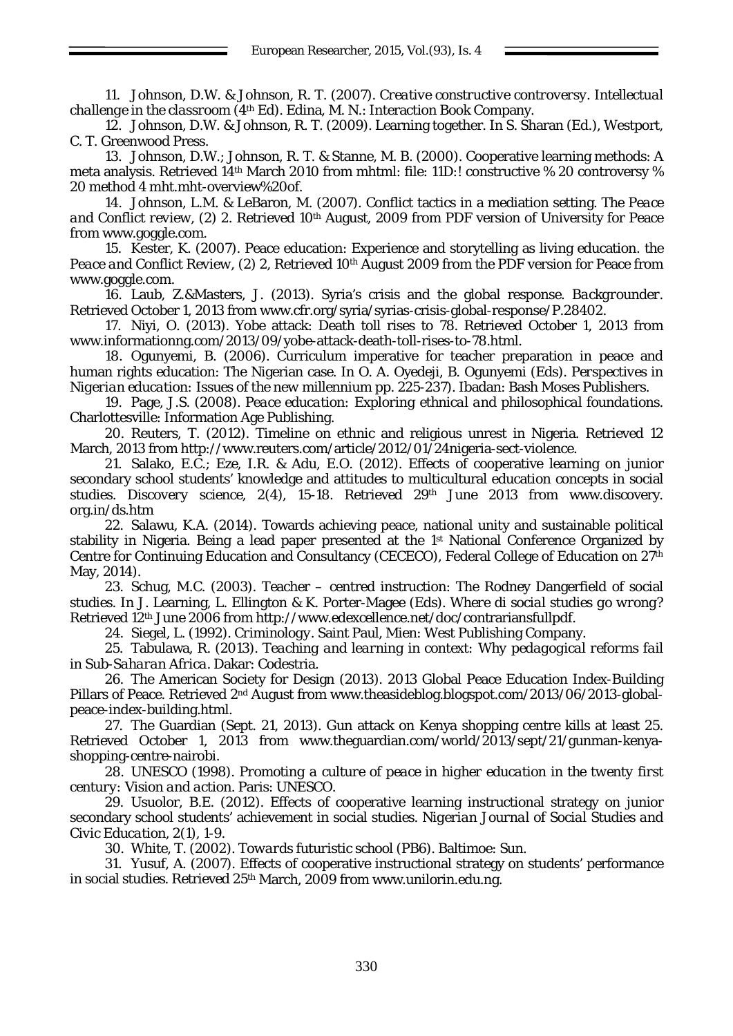11. Johnson, D.W. & Johnson, R. T. (2007). *Creative constructive controversy. Intellectual challenge in the classroom* (4th Ed). Edina, M. N.: Interaction Book Company.

12. Johnson, D.W. & Johnson, R. T. (2009). Learning together. In S. Sharan (Ed.), Westport, C. T. Greenwood Press.

13. Johnson, D.W.; Johnson, R. T. & Stanne, M. B. (2000). Cooperative learning methods: A meta analysis. Retrieved 14th March 2010 from mhtml: file: 11D:! constructive % 20 controversy % 20 method 4 mht.mht-overview%20of.

14. Johnson, L.M. & LeBaron, M. (2007). Conflict tactics in a mediation setting. *The Peace and Conflict review*, (2) 2. Retrieved 10th August, 2009 from PDF version of University for Peace from www.goggle.com.

15. Kester, K. (2007). Peace education: Experience and storytelling as living education. the *Peace and Conflict Review*, (2) 2, Retrieved 10th August 2009 from the PDF version for Peace from www.goggle.com.

16. Laub, Z.&Masters, J. (2013). Syria's crisis and the global response. *Backgrounder*. Retrieved October 1, 2013 from www.cfr.org/syria/syrias-crisis-global-response/P.28402.

17. Niyi, O. (2013). Yobe attack: Death toll rises to 78. Retrieved October 1, 2013 from www.informationng.com/2013/09/yobe-attack-death-toll-rises-to-78.html.

18. Ogunyemi, B. (2006). Curriculum imperative for teacher preparation in peace and human rights education: The Nigerian case. In O. A. Oyedeji, B. Ogunyemi (Eds). *Perspectives in Nigerian education: Issues of the new millennium* pp. 225-237). Ibadan: Bash Moses Publishers.

19. Page, J.S. (2008). *Peace education: Exploring ethnical and philosophical foundations*. Charlottesville: Information Age Publishing.

20. Reuters, T. (2012). Timeline on ethnic and religious unrest in Nigeria. Retrieved 12 March, 2013 from http://www.reuters.com/article/2012/01/24nigeria-sect-violence.

21. Salako, E.C.; Eze, I.R. & Adu, E.O. (2012). Effects of cooperative learning on junior secondary school students' knowledge and attitudes to multicultural education concepts in social studies. Discovery science, 2(4), 15-18. Retrieved 29th June 2013 from www.discovery.org.in/ds.htm

22. Salawu, K.A. (2014). Towards achieving peace, national unity and sustainable political stability in Nigeria. Being a lead paper presented at the 1st National Conference Organized by Centre for Continuing Education and Consultancy (CECECO), Federal College of Education on 27th May, 2014).

23. Schug, M.C. (2003). Teacher – centred instruction: The Rodney Dangerfield of social studies. In J. Learning, L. Ellington & K. Porter-Magee (Eds). *Where di social studies go wrong?* Retrieved 12th June 2006 from http://www.edexcellence.net/doc/contrariansfullpdf.

24. Siegel, L. (1992). *Criminology*. Saint Paul, Mien: West Publishing Company.

25. Tabulawa, R. (2013). *Teaching and learning in context: Why pedagogical reforms fail in Sub-Saharan Africa*. Dakar: Codestria.

26. The American Society for Design (2013). 2013 Global Peace Education Index-Building Pillars of Peace. Retrieved 2nd August from www.theasideblog.blogspot.com/2013/06/2013-global-peace-index-building.html.

27. The Guardian (Sept. 21, 2013). Gun attack on Kenya shopping centre kills at least 25. Retrieved October 1, 2013 from www.theguardian.com/world/2013/sept/21/gunman-kenya-shopping-centre-nairobi.

28. UNESCO (1998). *Promoting a culture of peace in higher education in the twenty first century: Vision and action*. Paris: UNESCO.

29. Usuolor, B.E. (2012). Effects of cooperative learning instructional strategy on junior secondary school students' achievement in social studies. *Nigerian Journal of Social Studies and Civic Education*, 2(1), 1-9.

30. White, T. (2002). *Towards futuristic school* (PB6). Baltimoe: Sun.

31. Yusuf, A. (2007). Effects of cooperative instructional strategy on students' performance in social studies. Retrieved 25th March, 2009 from www.unilorin.edu.ng.